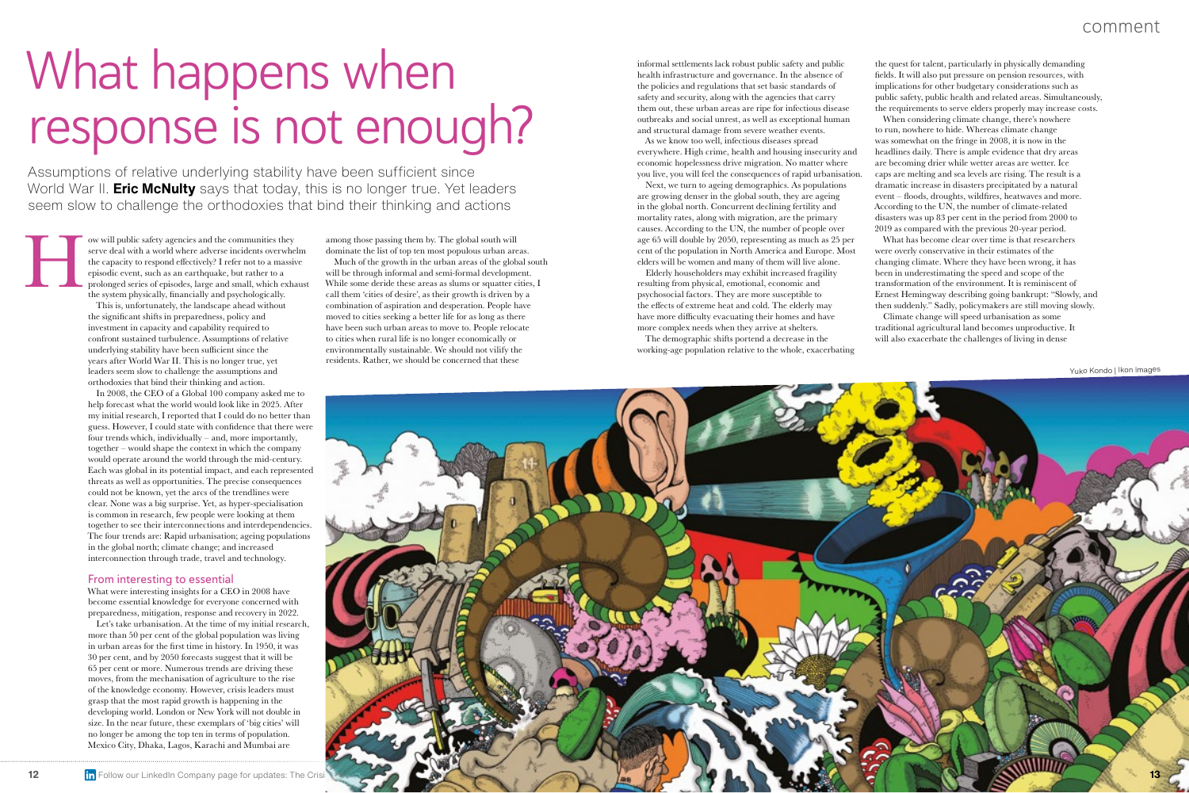# What happens when response is not enough?

Assumptions of relative underlying stability have been sufficient since World War II. **Eric McNulty** says that today, this is no longer true. Yet leaders seem slow to challenge the orthodoxies that bind their thinking and actions

How will public safety agencies and the communities they serve deal with a world where adverse incidents overwhelm the capacity to respond effectively? I refer not to a massive episodic event, such as an earthquake, but rather to a prolonged series of episodes, large and small, which exhaust the system physically, financially and psychologically.

This is, unfortunately, the landscape ahead without the significant shifts in preparedness, policy and investment in capacity and capability required to confront sustained turbulence. Assumptions of relative underlying stability have been sufficient since the years after World War II. This is no longer true, yet leaders seem slow to challenge the assumptions and orthodoxies that bind their thinking and action.

In 2008, the CEO of a Global 100 company asked me to help forecast what the world would look like in 2025. After my initial research, I reported that I could do no better than guess. However, I could state with confidence that there were four trends which, individually – and, more importantly, together – would shape the context in which the company would operate around the world through the mid-century. Each was global in its potential impact, and each represented threats as well as opportunities. The precise consequences could not be known, yet the arcs of the trendlines were clear. None was a big surprise. Yet, as hyper-specialisation is common in research, few people were looking at them together to see their interconnections and interdependencies. The four trends are: Rapid urbanisation; ageing populations in the global north; climate change; and increased interconnection through trade, travel and technology.

## From interesting to essential

What were interesting insights for a CEO in 2008 have become essential knowledge for everyone concerned with preparedness, mitigation, response and recovery in 2022.

Let's take urbanisation. At the time of my initial research, more than 50 per cent of the global population was living in urban areas for the first time in history. In 1950, it was 30 per cent, and by 2050 forecasts suggest that it will be 65 per cent or more. Numerous trends are driving these moves, from the mechanisation of agriculture to the rise of the knowledge economy. However, crisis leaders must grasp that the most rapid growth is happening in the developing world. London or New York will not double in size. In the near future, these exemplars of 'big cities' will no longer be among the top ten in terms of population. Mexico City, Dhaka, Lagos, Karachi and Mumbai are among those passing them by. The global south will dominate the list of top ten most populous urban areas.

Much of the growth in the urban areas of the global south will be through informal and semi-formal development. While some deride these areas as slums or squatter cities, I call them 'cities of desire', as their growth is driven by a combination of aspiration and desperation. People have moved to cities seeking a better life for as long as there have been such urban areas to move to. People relocate to cities when rural life is no longer economically or environmentally sustainable. We should not vilify the residents. Rather, we should be concerned that these informal settlements lack robust public safety and public health infrastructure and governance. In the absence of the policies and regulations that set basic standards of safety and security, along with the agencies that carry them out, these urban areas are ripe for infectious disease outbreaks and social unrest, as well as exceptional human and structural damage from severe weather events.

As we know too well, infectious diseases spread everywhere. High crime, health and housing insecurity and economic hopelessness drive migration. No matter where you live, you will feel the consequences of rapid urbanisation.

Next, we turn to ageing demographics. As populations are growing denser in the global south, they are ageing in the global north. Concurrent declining fertility and mortality rates, along with migration, are the primary causes. According to the UN, the number of people over age 65 will double by 2050, representing as much as 25 per cent of the population in North America and Europe. Most elders will be women and many of them will live alone.

Elderly householders may exhibit increased fragility resulting from physical, emotional, economic and psychosocial factors. They are more susceptible to the effects of extreme heat and cold. The elderly may have more difficulty evacuating their homes and have more complex needs when they arrive at shelters.

The demographic shifts portend a decrease in the working-age population relative to the whole, exacerbating the quest for talent, particularly in physically demanding fields. It will also put pressure on pension resources, with implications for other budgetary considerations such as public safety, public health and related areas. Simultaneously, the requirements to serve elders properly may increase costs.

When considering climate change, there's nowhere to run, nowhere to hide. Whereas climate change was somewhat on the fringe in 2008, it is now in the headlines daily. There is ample evidence that dry areas are becoming drier while wetter areas are wetter. Ice caps are melting and sea levels are rising. The result is a dramatic increase in disasters precipitated by a natural event – floods, droughts, wildfires, heatwaves and more. According to the UN, the number of climate-related disasters was up 83 per cent in the period from 2000 to 2019 as compared with the previous 20-year period.

What has become clear over time is that researchers were overly conservative in their estimates of the changing climate. Where they have been wrong, it has been in underestimating the speed and scope of the transformation of the environment. It is reminiscent of Ernest Hemingway describing going bankrupt: "Slowly, and then suddenly." Sadly, policymakers are still moving slowly.

Climate change will speed urbanisation as some traditional agricultural land becomes unproductive. It will also exacerbate the challenges of living in dense

Yuko Kondo | Ikon Images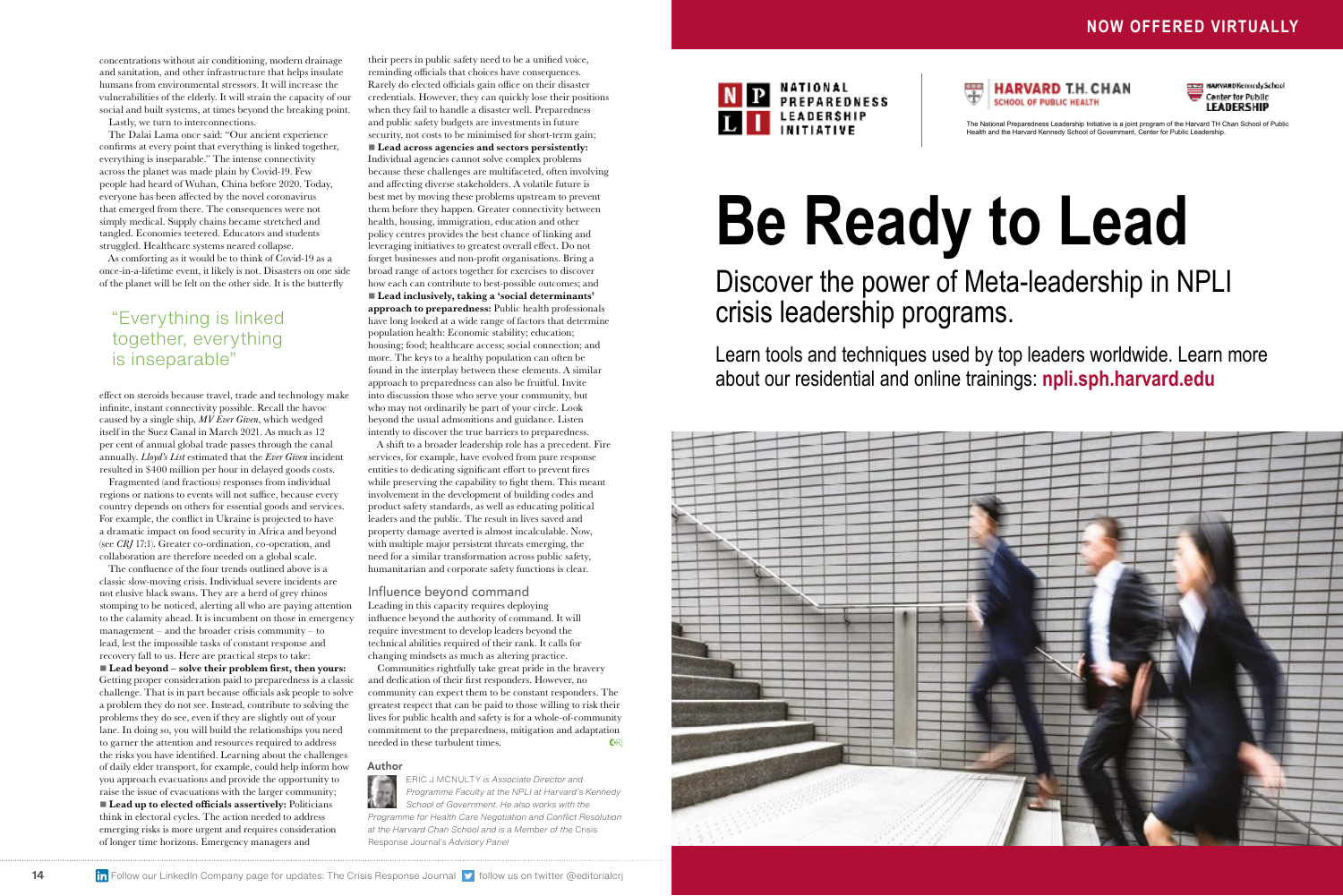concentrations without air conditioning, modern drainage and sanitation, and other infrastructure that helps insulate humans from environmental stressors. It will increase the vulnerabilities of the elderly. It will strain the capacity of our social and built systems, at times beyond the breaking point.

Lastly, we turn to interconnections.

The Dalai Lama once said: "Our ancient experience confirms at every point that everything is linked together, everything is inseparable." The intense connectivity across the planet was made plain by Covid-19. Few people had heard of Wuhan, China before 2020. Today, everyone has been affected by the novel coronavirus that emerged from there. The consequences were not simply medical. Supply chains became stretched and tangled. Economies teetered. Educators and students struggled. Healthcare systems neared collapse.

As comforting as it would be to think of Covid-19 as a once-in-a-lifetime event, it likely is not. Disasters on one side of the planet will be felt on the other side. It is the butterfly effect on steroids because travel, trade and technology make infinite, instant connectivity possible. Recall the havoc caused by a single ship, *MV Ever Given*, which wedged itself in the Suez Canal in March 2021. As much as 12 per cent of annual global trade passes through the canal annually. *Lloyd's List* estimated that the *Ever Given* incident resulted in $400 million per hour in delayed goods costs.

> "Everything is linked together, everything is inseparable"

Fragmented (and fractious) responses from individual regions or nations to events will not suffice, because every country depends on others for essential goods and services. For example, the conflict in Ukraine is projected to have a dramatic impact on food security in Africa and beyond (see *CRJ* 17:1). Greater co-ordination, co-operation, and collaboration are therefore needed on a global scale.

The confluence of the four trends outlined above is a classic slow-moving crisis. Individual severe incidents are not elusive black swans. They are a herd of grey rhinos stomping to be noticed, alerting all who are paying attention to the calamity ahead. It is incumbent on those in emergency management – and the broader crisis community – to lead, lest the impossible tasks of constant response and recovery fall to us. Here are practical steps to take:

- **Lead beyond – solve their problem first, then yours:** Getting proper consideration paid to preparedness is a classic challenge. That is in part because officials ask people to solve a problem they do not see. Instead, contribute to solving the problems they do see, even if they are slightly out of your lane. In doing so, you will build the relationships you need to garner the attention and resources required to address the risks you have identified. Learning about the challenges of daily elder transport, for example, could help inform how you approach evacuations and provide the opportunity to raise the issue of evacuations with the larger community;
- **Lead up to elected officials assertively:** Politicians think in electoral cycles. The action needed to address emerging risks is more urgent and requires consideration of longer time horizons. Emergency managers and their peers in public safety need to be a unified voice, reminding officials that choices have consequences. Rarely do elected officials gain office on their disaster credentials. However, they can quickly lose their positions when they fail to handle a disaster well. Preparedness and public safety budgets are investments in future security, not costs to be minimised for short-term gain;
- **Lead across agencies and sectors persistently:** Individual agencies cannot solve complex problems because these challenges are multifaceted, often involving and affecting diverse stakeholders. A volatile future is best met by moving these problems upstream to prevent them before they happen. Greater connectivity between health, housing, immigration, education and other policy centres provides the best chance of linking and leveraging initiatives to greatest overall effect. Do not forget businesses and non-profit organisations. Bring a broad range of actors together for exercises to discover how each can contribute to best-possible outcomes; and
- **Lead inclusively, taking a 'social determinants' approach to preparedness:** Public health professionals have long looked at a wide range of factors that determine population health: Economic stability; education; housing; food; healthcare access; social connection; and more. The keys to a healthy population can often be found in the interplay between these elements. A similar approach to preparedness can also be fruitful. Invite into discussion those who serve your community, but who may not ordinarily be part of your circle. Look beyond the usual admonitions and guidance. Listen intently to discover the true barriers to preparedness.

A shift to a broader leadership role has a precedent. Fire services, for example, have evolved from pure response entities to dedicating significant effort to prevent fires while preserving the capability to fight them. This meant involvement in the development of building codes and product safety standards, as well as educating political leaders and the public. The result in lives saved and property damage averted is almost incalculable. Now, with multiple major persistent threats emerging, the need for a similar transformation across public safety, humanitarian and corporate safety functions is clear.

## Influence beyond command

Leading in this capacity requires deploying influence beyond the authority of command. It will require investment to develop leaders beyond the technical abilities required of their rank. It calls for changing mindsets as much as altering practice.

Communities rightfully take great pride in the bravery and dedication of their first responders. However, no community can expect them to be constant responders. The greatest respect that can be paid to those willing to risk their lives for public health and safety is for a whole-of-community commitment to the preparedness, mitigation and adaptation needed in these turbulent times.

### Author

ERIC J MCNULTY *is Associate Director and Programme Faculty at the NPLI at Harvard's Kennedy School of Government. He also works with the Programme for Health Care Negotiation and Conflict Resolution at the Harvard Chan School and is a Member of the* Crisis Response Journal's *Advisory Panel*

---

**NOW OFFERED VIRTUALLY**

NATIONAL PREPAREDNESS LEADERSHIP INITIATIVE

HARVARD T.H. CHAN SCHOOL OF PUBLIC HEALTH

Harvard Kennedy School Center for Public Leadership

The National Preparedness Leadership Initiative is a joint program of the Harvard TH Chan School of Public Health and the Harvard Kennedy School of Government, Center for Public Leadership.

# Be Ready to Lead

Discover the power of Meta-leadership in NPLI crisis leadership programs.

Learn tools and techniques used by top leaders worldwide. Learn more about our residential and online trainings: **npli.sph.harvard.edu**